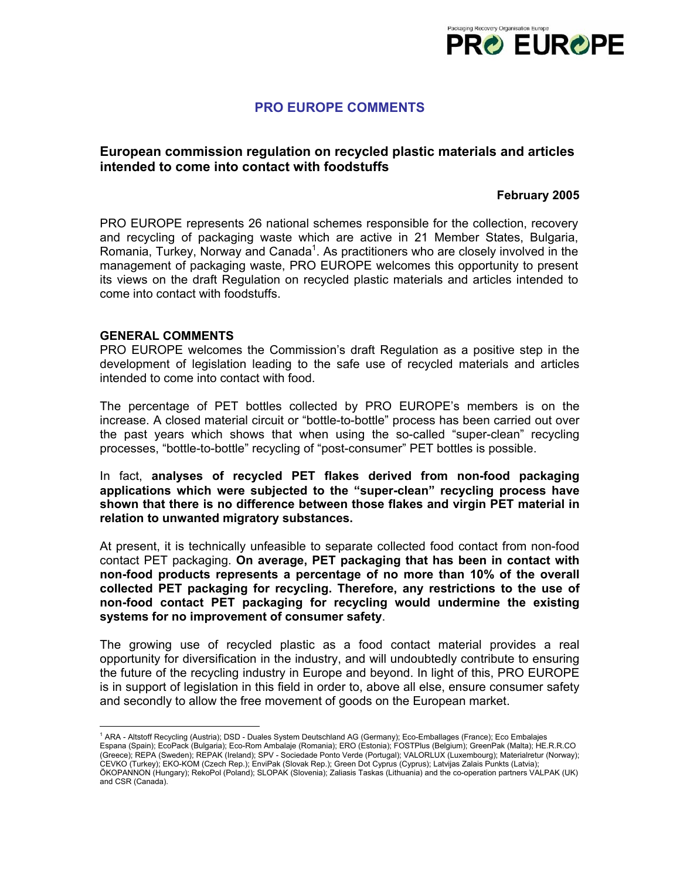# PRO EUROPE COMMENTS

## European commission regulation on recycled plastic materials and articles intended to come into contact with foodstuffs

**February 2005**

PRO EUROPE represents 26 national schemes responsible for the collection, recovery and recycling of packaging waste which are active in 21 Member States, Bulgaria, Romania, Turkey, Norway and Canada[1]. As practitioners who are closely involved in the management of packaging waste, PRO EUROPE welcomes this opportunity to present its views on the draft Regulation on recycled plastic materials and articles intended to come into contact with foodstuffs.

### GENERAL COMMENTS

PRO EUROPE welcomes the Commission's draft Regulation as a positive step in the development of legislation leading to the safe use of recycled materials and articles intended to come into contact with food.

The percentage of PET bottles collected by PRO EUROPE's members is on the increase. A closed material circuit or "bottle-to-bottle" process has been carried out over the past years which shows that when using the so-called "super-clean" recycling processes, "bottle-to-bottle" recycling of "post-consumer" PET bottles is possible.

In fact, **analyses of recycled PET flakes derived from non-food packaging applications which were subjected to the "super-clean" recycling process have shown that there is no difference between those flakes and virgin PET material in relation to unwanted migratory substances.**

At present, it is technically unfeasible to separate collected food contact from non-food contact PET packaging. **On average, PET packaging that has been in contact with non-food products represents a percentage of no more than 10% of the overall collected PET packaging for recycling. Therefore, any restrictions to the use of non-food contact PET packaging for recycling would undermine the existing systems for no improvement of consumer safety**.

The growing use of recycled plastic as a food contact material provides a real opportunity for diversification in the industry, and will undoubtedly contribute to ensuring the future of the recycling industry in Europe and beyond. In light of this, PRO EUROPE is in support of legislation in this field in order to, above all else, ensure consumer safety and secondly to allow the free movement of goods on the European market.

---

[1] ARA - Altstoff Recycling (Austria); DSD - Duales System Deutschland AG (Germany); Eco-Emballages (France); Eco Embalajes Espana (Spain); EcoPack (Bulgaria); Eco-Rom Ambalaje (Romania); ERO (Estonia); FOSTPlus (Belgium); GreenPak (Malta); HE.R.R.CO (Greece); REPA (Sweden); REPAK (Ireland); SPV - Sociedade Ponto Verde (Portugal); VALORLUX (Luxembourg); Materialretur (Norway); CEVKO (Turkey); EKO-KOM (Czech Rep.); EnviPak (Slovak Rep.); Green Dot Cyprus (Cyprus); Latvijas Zalais Punkts (Latvia); ÖKOPANNON (Hungary); RekoPol (Poland); SLOPAK (Slovenia); Zaliasis Taskas (Lithuania) and the co-operation partners VALPAK (UK) and CSR (Canada).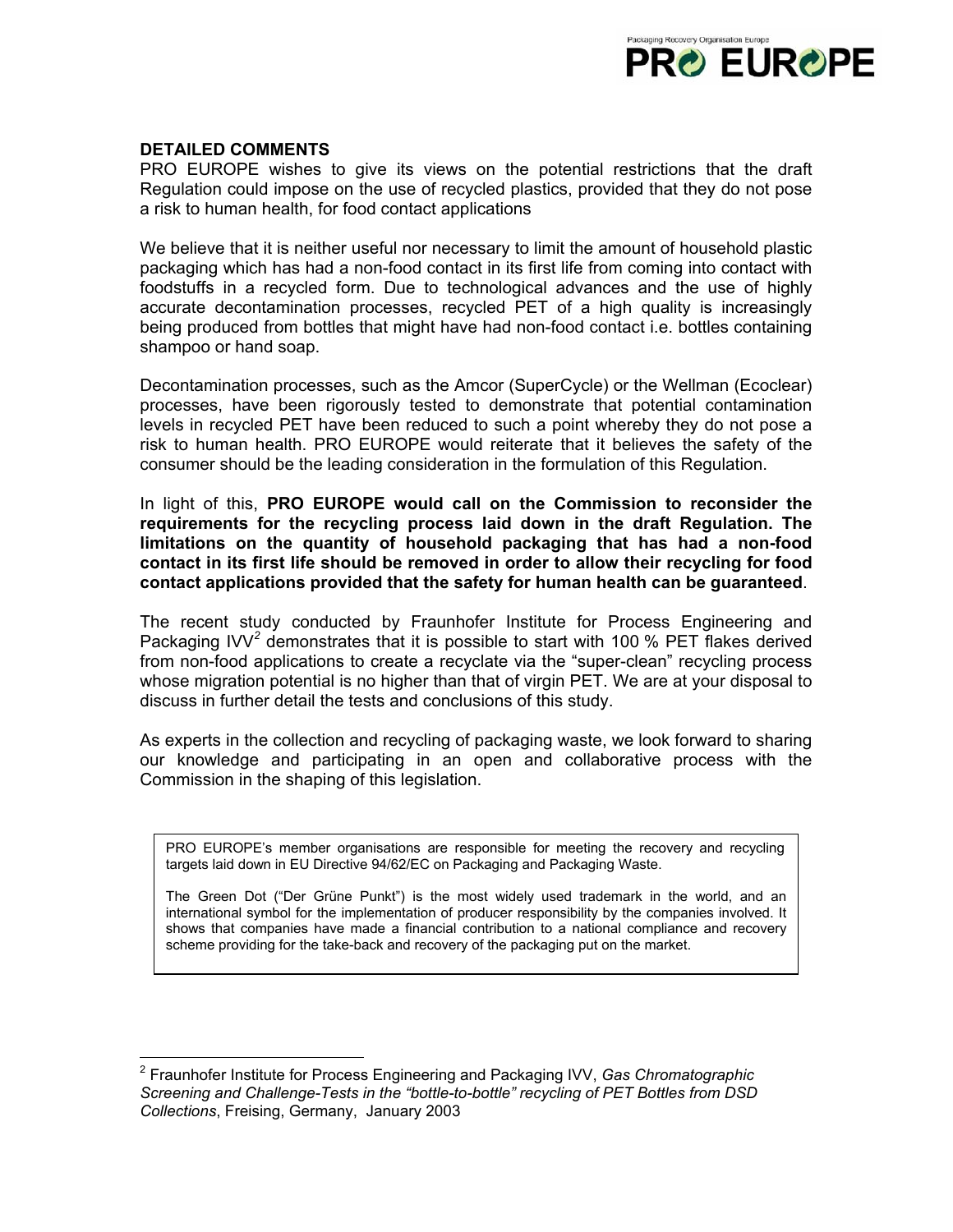## DETAILED COMMENTS

PRO EUROPE wishes to give its views on the potential restrictions that the draft Regulation could impose on the use of recycled plastics, provided that they do not pose a risk to human health, for food contact applications

We believe that it is neither useful nor necessary to limit the amount of household plastic packaging which has had a non-food contact in its first life from coming into contact with foodstuffs in a recycled form. Due to technological advances and the use of highly accurate decontamination processes, recycled PET of a high quality is increasingly being produced from bottles that might have had non-food contact i.e. bottles containing shampoo or hand soap.

Decontamination processes, such as the Amcor (SuperCycle) or the Wellman (Ecoclear) processes, have been rigorously tested to demonstrate that potential contamination levels in recycled PET have been reduced to such a point whereby they do not pose a risk to human health. PRO EUROPE would reiterate that it believes the safety of the consumer should be the leading consideration in the formulation of this Regulation.

In light of this, **PRO EUROPE would call on the Commission to reconsider the requirements for the recycling process laid down in the draft Regulation. The limitations on the quantity of household packaging that has had a non-food contact in its first life should be removed in order to allow their recycling for food contact applications provided that the safety for human health can be guaranteed**.

The recent study conducted by Fraunhofer Institute for Process Engineering and Packaging IVV[2] demonstrates that it is possible to start with 100 % PET flakes derived from non-food applications to create a recyclate via the "super-clean" recycling process whose migration potential is no higher than that of virgin PET. We are at your disposal to discuss in further detail the tests and conclusions of this study.

As experts in the collection and recycling of packaging waste, we look forward to sharing our knowledge and participating in an open and collaborative process with the Commission in the shaping of this legislation.

> PRO EUROPE's member organisations are responsible for meeting the recovery and recycling targets laid down in EU Directive 94/62/EC on Packaging and Packaging Waste.
>
> The Green Dot ("Der Grüne Punkt") is the most widely used trademark in the world, and an international symbol for the implementation of producer responsibility by the companies involved. It shows that companies have made a financial contribution to a national compliance and recovery scheme providing for the take-back and recovery of the packaging put on the market.

[2] Fraunhofer Institute for Process Engineering and Packaging IVV, *Gas Chromatographic Screening and Challenge-Tests in the "bottle-to-bottle" recycling of PET Bottles from DSD Collections*, Freising, Germany, January 2003